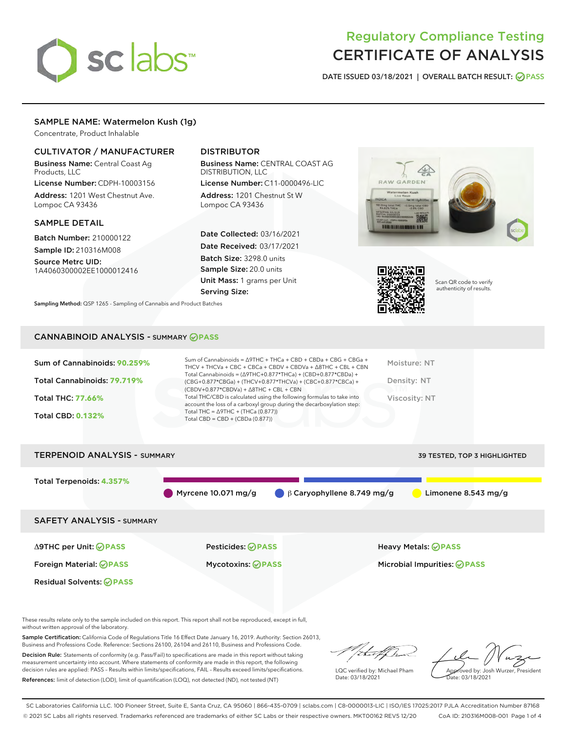# Regulatory Compliance Testing
# CERTIFICATE OF ANALYSIS

DATE ISSUED 03/18/2021 | OVERALL BATCH RESULT: PASS

## SAMPLE NAME: Watermelon Kush (1g)

Concentrate, Product Inhalable

### CULTIVATOR / MANUFACTURER

**Business Name:** Central Coast Ag Products, LLC

**License Number:** CDPH-10003156

**Address:** 1201 West Chestnut Ave. Lompoc CA 93436

### DISTRIBUTOR

**Business Name:** CENTRAL COAST AG DISTRIBUTION, LLC

**License Number:** C11-0000496-LIC

**Address:** 1201 Chestnut St W Lompoc CA 93436

### SAMPLE DETAIL

**Batch Number:** 210000122

**Sample ID:** 210316M008

**Source Metrc UID:** 1A4060300002EE1000012416

**Date Collected:** 03/16/2021

**Date Received:** 03/17/2021

**Batch Size:** 3298.0 units

**Sample Size:** 20.0 units

**Unit Mass:** 1 grams per Unit

**Serving Size:**

**Sampling Method:** QSP 1265 - Sampling of Cannabis and Product Batches

Scan QR code to verify authenticity of results.

## CANNABINOID ANALYSIS - SUMMARY PASS

**Sum of Cannabinoids:** 90.259%

**Total Cannabinoids:** 79.719%

**Total THC:** 77.66%

**Total CBD:** 0.132%

Sum of Cannabinoids = Δ9THC + THCa + CBD + CBDa + CBG + CBGa + THCV + THCVa + CBC + CBCa + CBDV + CBDVa + Δ8THC + CBL + CBN

Total Cannabinoids = (Δ9THC+0.877*THCa) + (CBD+0.877*CBDa) + (CBG+0.877*CBGa) + (THCV+0.877*THCVa) + (CBC+0.877*CBCa) + (CBDV+0.877*CBDVa) + Δ8THC + CBL + CBN

Total THC/CBD is calculated using the following formulas to take into account the loss of a carboxyl group during the decarboxylation step:

Total THC = Δ9THC + (THCa (0.877))

Total CBD = CBD + (CBDa (0.877))

Moisture: NT

Density: NT

Viscosity: NT

## TERPENOID ANALYSIS - SUMMARY

39 TESTED, TOP 3 HIGHLIGHTED

**Total Terpenoids:** 4.357%

Myrcene 10.071 mg/g | β Caryophyllene 8.749 mg/g | Limonene 8.543 mg/g

## SAFETY ANALYSIS - SUMMARY

| | | |
|---|---|---|
| Δ9THC per Unit: PASS | Pesticides: PASS | Heavy Metals: PASS |
| Foreign Material: PASS | Mycotoxins: PASS | Microbial Impurities: PASS |
| Residual Solvents: PASS | | |

These results relate only to the sample included on this report. This report shall not be reproduced, except in full, without written approval of the laboratory.

**Sample Certification:** California Code of Regulations Title 16 Effect Date January 16, 2019. Authority: Section 26013, Business and Professions Code. Reference: Sections 26100, 26104 and 26110, Business and Professions Code.

**Decision Rule:** Statements of conformity (e.g. Pass/Fail) to specifications are made in this report without taking measurement uncertainty into account. Where statements of conformity are made in this report, the following decision rules are applied: PASS - Results within limits/specifications, FAIL - Results exceed limits/specifications.

**References:** limit of detection (LOD), limit of quantification (LOQ), not detected (ND), not tested (NT)

LQC verified by: Michael Pham
Date: 03/18/2021

Approved by: Josh Wurzer, President
Date: 03/18/2021

SC Laboratories California LLC. 100 Pioneer Street, Suite E, Santa Cruz, CA 95060 | 866-435-0709 | sclabs.com | C8-0000013-LIC | ISO/IES 17025:2017 PJLA Accreditation Number 87168
© 2021 SC Labs all rights reserved. Trademarks referenced are trademarks of either SC Labs or their respective owners. MKT00162 REV5 12/20 CoA ID: 210316M008-001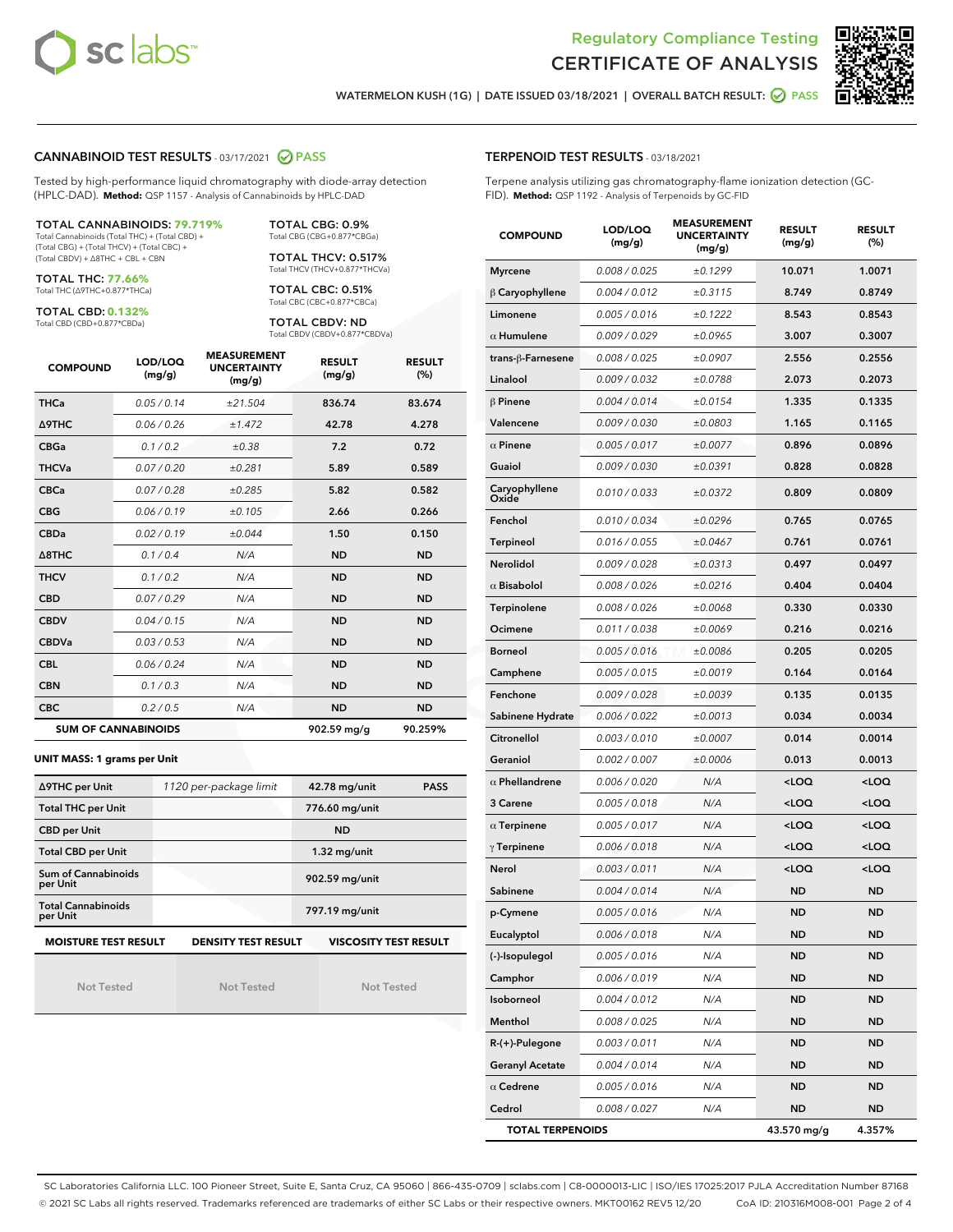# Regulatory Compliance Testing
# CERTIFICATE OF ANALYSIS

WATERMELON KUSH (1G) | DATE ISSUED 03/18/2021 | OVERALL BATCH RESULT: PASS

## CANNABINOID TEST RESULTS - 03/17/2021 PASS

Tested by high-performance liquid chromatography with diode-array detection (HPLC-DAD). **Method:** QSP 1157 - Analysis of Cannabinoids by HPLC-DAD

**TOTAL CANNABINOIDS: 79.719%**
Total Cannabinoids (Total THC) + (Total CBD) + (Total CBG) + (Total THCV) + (Total CBC) + (Total CBDV) + ∆8THC + CBL + CBN

**TOTAL THC: 77.66%**
Total THC (∆9THC+0.877*THCa)

**TOTAL CBD: 0.132%**
Total CBD (CBD+0.877*CBDa)

**TOTAL CBG: 0.9%**
Total CBG (CBG+0.877*CBGa)

**TOTAL THCV: 0.517%**
Total THCV (THCV+0.877*THCVa)

**TOTAL CBC: 0.51%**
Total CBC (CBC+0.877*CBCa)

**TOTAL CBDV: ND**
Total CBDV (CBDV+0.877*CBDVa)

| COMPOUND | LOD/LOQ (mg/g) | MEASUREMENT UNCERTAINTY (mg/g) | RESULT (mg/g) | RESULT (%) |
|---|---|---|---|---|
| THCa | 0.05 / 0.14 | ±21.504 | 836.74 | 83.674 |
| ∆9THC | 0.06 / 0.26 | ±1.472 | 42.78 | 4.278 |
| CBGa | 0.1 / 0.2 | ±0.38 | 7.2 | 0.72 |
| THCVa | 0.07 / 0.20 | ±0.281 | 5.89 | 0.589 |
| CBCa | 0.07 / 0.28 | ±0.285 | 5.82 | 0.582 |
| CBG | 0.06 / 0.19 | ±0.105 | 2.66 | 0.266 |
| CBDa | 0.02 / 0.19 | ±0.044 | 1.50 | 0.150 |
| ∆8THC | 0.1 / 0.4 | N/A | ND | ND |
| THCV | 0.1 / 0.2 | N/A | ND | ND |
| CBD | 0.07 / 0.29 | N/A | ND | ND |
| CBDV | 0.04 / 0.15 | N/A | ND | ND |
| CBDVa | 0.03 / 0.53 | N/A | ND | ND |
| CBL | 0.06 / 0.24 | N/A | ND | ND |
| CBN | 0.1 / 0.3 | N/A | ND | ND |
| CBC | 0.2 / 0.5 | N/A | ND | ND |
| **SUM OF CANNABINOIDS** | | | 902.59 mg/g | 90.259% |

**UNIT MASS: 1 grams per Unit**

| | | | |
|---|---|---|---|
| ∆9THC per Unit | 1120 per-package limit | 42.78 mg/unit | PASS |
| Total THC per Unit | | 776.60 mg/unit | |
| CBD per Unit | | ND | |
| Total CBD per Unit | | 1.32 mg/unit | |
| Sum of Cannabinoids per Unit | | 902.59 mg/unit | |
| Total Cannabinoids per Unit | | 797.19 mg/unit | |

| MOISTURE TEST RESULT | DENSITY TEST RESULT | VISCOSITY TEST RESULT |
|---|---|---|
| Not Tested | Not Tested | Not Tested |

## TERPENOID TEST RESULTS - 03/18/2021

Terpene analysis utilizing gas chromatography-flame ionization detection (GC-FID). **Method:** QSP 1192 - Analysis of Terpenoids by GC-FID

| COMPOUND | LOD/LOQ (mg/g) | MEASUREMENT UNCERTAINTY (mg/g) | RESULT (mg/g) | RESULT (%) |
|---|---|---|---|---|
| Myrcene | 0.008 / 0.025 | ±0.1299 | 10.071 | 1.0071 |
| β Caryophyllene | 0.004 / 0.012 | ±0.3115 | 8.749 | 0.8749 |
| Limonene | 0.005 / 0.016 | ±0.1222 | 8.543 | 0.8543 |
| α Humulene | 0.009 / 0.029 | ±0.0965 | 3.007 | 0.3007 |
| trans-β-Farnesene | 0.008 / 0.025 | ±0.0907 | 2.556 | 0.2556 |
| Linalool | 0.009 / 0.032 | ±0.0788 | 2.073 | 0.2073 |
| β Pinene | 0.004 / 0.014 | ±0.0154 | 1.335 | 0.1335 |
| Valencene | 0.009 / 0.030 | ±0.0803 | 1.165 | 0.1165 |
| α Pinene | 0.005 / 0.017 | ±0.0077 | 0.896 | 0.0896 |
| Guaiol | 0.009 / 0.030 | ±0.0391 | 0.828 | 0.0828 |
| Caryophyllene Oxide | 0.010 / 0.033 | ±0.0372 | 0.809 | 0.0809 |
| Fenchol | 0.010 / 0.034 | ±0.0296 | 0.765 | 0.0765 |
| Terpineol | 0.016 / 0.055 | ±0.0467 | 0.761 | 0.0761 |
| Nerolidol | 0.009 / 0.028 | ±0.0313 | 0.497 | 0.0497 |
| α Bisabolol | 0.008 / 0.026 | ±0.0216 | 0.404 | 0.0404 |
| Terpinolene | 0.008 / 0.026 | ±0.0068 | 0.330 | 0.0330 |
| Ocimene | 0.011 / 0.038 | ±0.0069 | 0.216 | 0.0216 |
| Borneol | 0.005 / 0.016 | ±0.0086 | 0.205 | 0.0205 |
| Camphene | 0.005 / 0.015 | ±0.0019 | 0.164 | 0.0164 |
| Fenchone | 0.009 / 0.028 | ±0.0039 | 0.135 | 0.0135 |
| Sabinene Hydrate | 0.006 / 0.022 | ±0.0013 | 0.034 | 0.0034 |
| Citronellol | 0.003 / 0.010 | ±0.0007 | 0.014 | 0.0014 |
| Geraniol | 0.002 / 0.007 | ±0.0006 | 0.013 | 0.0013 |
| α Phellandrene | 0.006 / 0.020 | N/A | <LOQ | <LOQ |
| 3 Carene | 0.005 / 0.018 | N/A | <LOQ | <LOQ |
| α Terpinene | 0.005 / 0.017 | N/A | <LOQ | <LOQ |
| γ Terpinene | 0.006 / 0.018 | N/A | <LOQ | <LOQ |
| Nerol | 0.003 / 0.011 | N/A | <LOQ | <LOQ |
| Sabinene | 0.004 / 0.014 | N/A | ND | ND |
| p-Cymene | 0.005 / 0.016 | N/A | ND | ND |
| Eucalyptol | 0.006 / 0.018 | N/A | ND | ND |
| (-)-Isopulegol | 0.005 / 0.016 | N/A | ND | ND |
| Camphor | 0.006 / 0.019 | N/A | ND | ND |
| Isoborneol | 0.004 / 0.012 | N/A | ND | ND |
| Menthol | 0.008 / 0.025 | N/A | ND | ND |
| R-(+)-Pulegone | 0.003 / 0.011 | N/A | ND | ND |
| Geranyl Acetate | 0.004 / 0.014 | N/A | ND | ND |
| α Cedrene | 0.005 / 0.016 | N/A | ND | ND |
| Cedrol | 0.008 / 0.027 | N/A | ND | ND |
| **TOTAL TERPENOIDS** | | | 43.570 mg/g | 4.357% |

SC Laboratories California LLC. 100 Pioneer Street, Suite E, Santa Cruz, CA 95060 | 866-435-0709 | sclabs.com | C8-0000013-LIC | ISO/IES 17025:2017 PJLA Accreditation Number 87168
© 2021 SC Labs all rights reserved. Trademarks referenced are trademarks of either SC Labs or their respective owners. MKT00162 REV5 12/20 CoA ID: 210316M008-001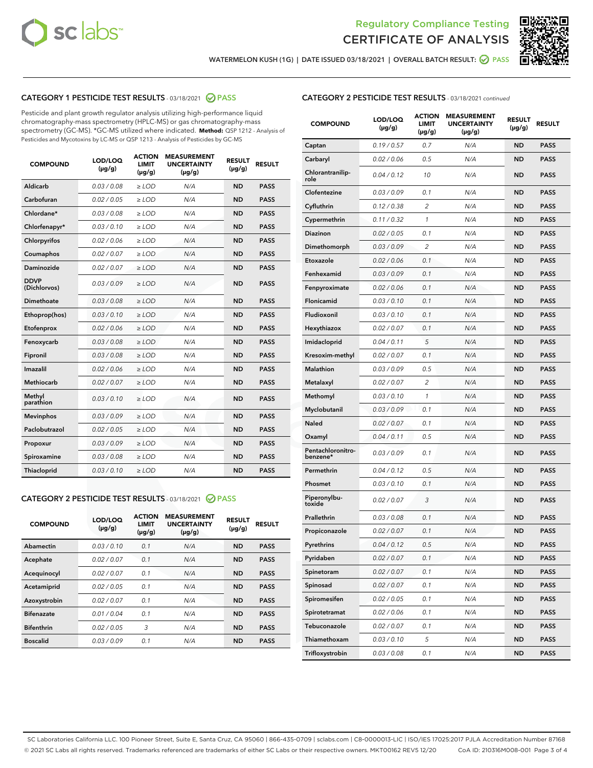Regulatory Compliance Testing
CERTIFICATE OF ANALYSIS

WATERMELON KUSH (1G) | DATE ISSUED 03/18/2021 | OVERALL BATCH RESULT: PASS

## CATEGORY 1 PESTICIDE TEST RESULTS - 03/18/2021 PASS

Pesticide and plant growth regulator analysis utilizing high-performance liquid chromatography-mass spectrometry (HPLC-MS) or gas chromatography-mass spectrometry (GC-MS). *GC-MS utilized where indicated. **Method:** QSP 1212 - Analysis of Pesticides and Mycotoxins by LC-MS or QSP 1213 - Analysis of Pesticides by GC-MS

| COMPOUND | LOD/LOQ (µg/g) | ACTION LIMIT (µg/g) | MEASUREMENT UNCERTAINTY (µg/g) | RESULT (µg/g) | RESULT |
|---|---|---|---|---|---|
| Aldicarb | 0.03 / 0.08 | ≥ LOD | N/A | ND | PASS |
| Carbofuran | 0.02 / 0.05 | ≥ LOD | N/A | ND | PASS |
| Chlordane* | 0.03 / 0.08 | ≥ LOD | N/A | ND | PASS |
| Chlorfenapyr* | 0.03 / 0.10 | ≥ LOD | N/A | ND | PASS |
| Chlorpyrifos | 0.02 / 0.06 | ≥ LOD | N/A | ND | PASS |
| Coumaphos | 0.02 / 0.07 | ≥ LOD | N/A | ND | PASS |
| Daminozide | 0.02 / 0.07 | ≥ LOD | N/A | ND | PASS |
| DDVP (Dichlorvos) | 0.03 / 0.09 | ≥ LOD | N/A | ND | PASS |
| Dimethoate | 0.03 / 0.08 | ≥ LOD | N/A | ND | PASS |
| Ethoprop(hos) | 0.03 / 0.10 | ≥ LOD | N/A | ND | PASS |
| Etofenprox | 0.02 / 0.06 | ≥ LOD | N/A | ND | PASS |
| Fenoxycarb | 0.03 / 0.08 | ≥ LOD | N/A | ND | PASS |
| Fipronil | 0.03 / 0.08 | ≥ LOD | N/A | ND | PASS |
| Imazalil | 0.02 / 0.06 | ≥ LOD | N/A | ND | PASS |
| Methiocarb | 0.02 / 0.07 | ≥ LOD | N/A | ND | PASS |
| Methyl parathion | 0.03 / 0.10 | ≥ LOD | N/A | ND | PASS |
| Mevinphos | 0.03 / 0.09 | ≥ LOD | N/A | ND | PASS |
| Paclobutrazol | 0.02 / 0.05 | ≥ LOD | N/A | ND | PASS |
| Propoxur | 0.03 / 0.09 | ≥ LOD | N/A | ND | PASS |
| Spiroxamine | 0.03 / 0.08 | ≥ LOD | N/A | ND | PASS |
| Thiacloprid | 0.03 / 0.10 | ≥ LOD | N/A | ND | PASS |

## CATEGORY 2 PESTICIDE TEST RESULTS - 03/18/2021 PASS

| COMPOUND | LOD/LOQ (µg/g) | ACTION LIMIT (µg/g) | MEASUREMENT UNCERTAINTY (µg/g) | RESULT (µg/g) | RESULT |
|---|---|---|---|---|---|
| Abamectin | 0.03 / 0.10 | 0.1 | N/A | ND | PASS |
| Acephate | 0.02 / 0.07 | 0.1 | N/A | ND | PASS |
| Acequinocyl | 0.02 / 0.07 | 0.1 | N/A | ND | PASS |
| Acetamiprid | 0.02 / 0.05 | 0.1 | N/A | ND | PASS |
| Azoxystrobin | 0.02 / 0.07 | 0.1 | N/A | ND | PASS |
| Bifenazate | 0.01 / 0.04 | 0.1 | N/A | ND | PASS |
| Bifenthrin | 0.02 / 0.05 | 3 | N/A | ND | PASS |
| Boscalid | 0.03 / 0.09 | 0.1 | N/A | ND | PASS |
| Captan | 0.19 / 0.57 | 0.7 | N/A | ND | PASS |
| Carbaryl | 0.02 / 0.06 | 0.5 | N/A | ND | PASS |
| Chlorantraniliprole | 0.04 / 0.12 | 10 | N/A | ND | PASS |
| Clofentezine | 0.03 / 0.09 | 0.1 | N/A | ND | PASS |
| Cyfluthrin | 0.12 / 0.38 | 2 | N/A | ND | PASS |
| Cypermethrin | 0.11 / 0.32 | 1 | N/A | ND | PASS |
| Diazinon | 0.02 / 0.05 | 0.1 | N/A | ND | PASS |
| Dimethomorph | 0.03 / 0.09 | 2 | N/A | ND | PASS |
| Etoxazole | 0.02 / 0.06 | 0.1 | N/A | ND | PASS |
| Fenhexamid | 0.03 / 0.09 | 0.1 | N/A | ND | PASS |
| Fenpyroximate | 0.02 / 0.06 | 0.1 | N/A | ND | PASS |
| Flonicamid | 0.03 / 0.10 | 0.1 | N/A | ND | PASS |
| Fludioxonil | 0.03 / 0.10 | 0.1 | N/A | ND | PASS |
| Hexythiazox | 0.02 / 0.07 | 0.1 | N/A | ND | PASS |
| Imidacloprid | 0.04 / 0.11 | 5 | N/A | ND | PASS |
| Kresoxim-methyl | 0.02 / 0.07 | 0.1 | N/A | ND | PASS |
| Malathion | 0.03 / 0.09 | 0.5 | N/A | ND | PASS |
| Metalaxyl | 0.02 / 0.07 | 2 | N/A | ND | PASS |
| Methomyl | 0.03 / 0.10 | 1 | N/A | ND | PASS |
| Myclobutanil | 0.03 / 0.09 | 0.1 | N/A | ND | PASS |
| Naled | 0.02 / 0.07 | 0.1 | N/A | ND | PASS |
| Oxamyl | 0.04 / 0.11 | 0.5 | N/A | ND | PASS |
| Pentachloronitrobenzene* | 0.03 / 0.09 | 0.1 | N/A | ND | PASS |
| Permethrin | 0.04 / 0.12 | 0.5 | N/A | ND | PASS |
| Phosmet | 0.03 / 0.10 | 0.1 | N/A | ND | PASS |
| Piperonylbutoxide | 0.02 / 0.07 | 3 | N/A | ND | PASS |
| Prallethrin | 0.03 / 0.08 | 0.1 | N/A | ND | PASS |
| Propiconazole | 0.02 / 0.07 | 0.1 | N/A | ND | PASS |
| Pyrethrins | 0.04 / 0.12 | 0.5 | N/A | ND | PASS |
| Pyridaben | 0.02 / 0.07 | 0.1 | N/A | ND | PASS |
| Spinetoram | 0.02 / 0.07 | 0.1 | N/A | ND | PASS |
| Spinosad | 0.02 / 0.07 | 0.1 | N/A | ND | PASS |
| Spiromesifen | 0.02 / 0.05 | 0.1 | N/A | ND | PASS |
| Spirotetramat | 0.02 / 0.06 | 0.1 | N/A | ND | PASS |
| Tebuconazole | 0.02 / 0.07 | 0.1 | N/A | ND | PASS |
| Thiamethoxam | 0.03 / 0.10 | 5 | N/A | ND | PASS |
| Trifloxystrobin | 0.03 / 0.08 | 0.1 | N/A | ND | PASS |

SC Laboratories California LLC. 100 Pioneer Street, Suite E, Santa Cruz, CA 95060 | 866-435-0709 | sclabs.com | C8-0000013-LIC | ISO/IES 17025:2017 PJLA Accreditation Number 87168
© 2021 SC Labs all rights reserved. Trademarks referenced are trademarks of either SC Labs or their respective owners. MKT00162 REV5 12/20 CoA ID: 210316M008-001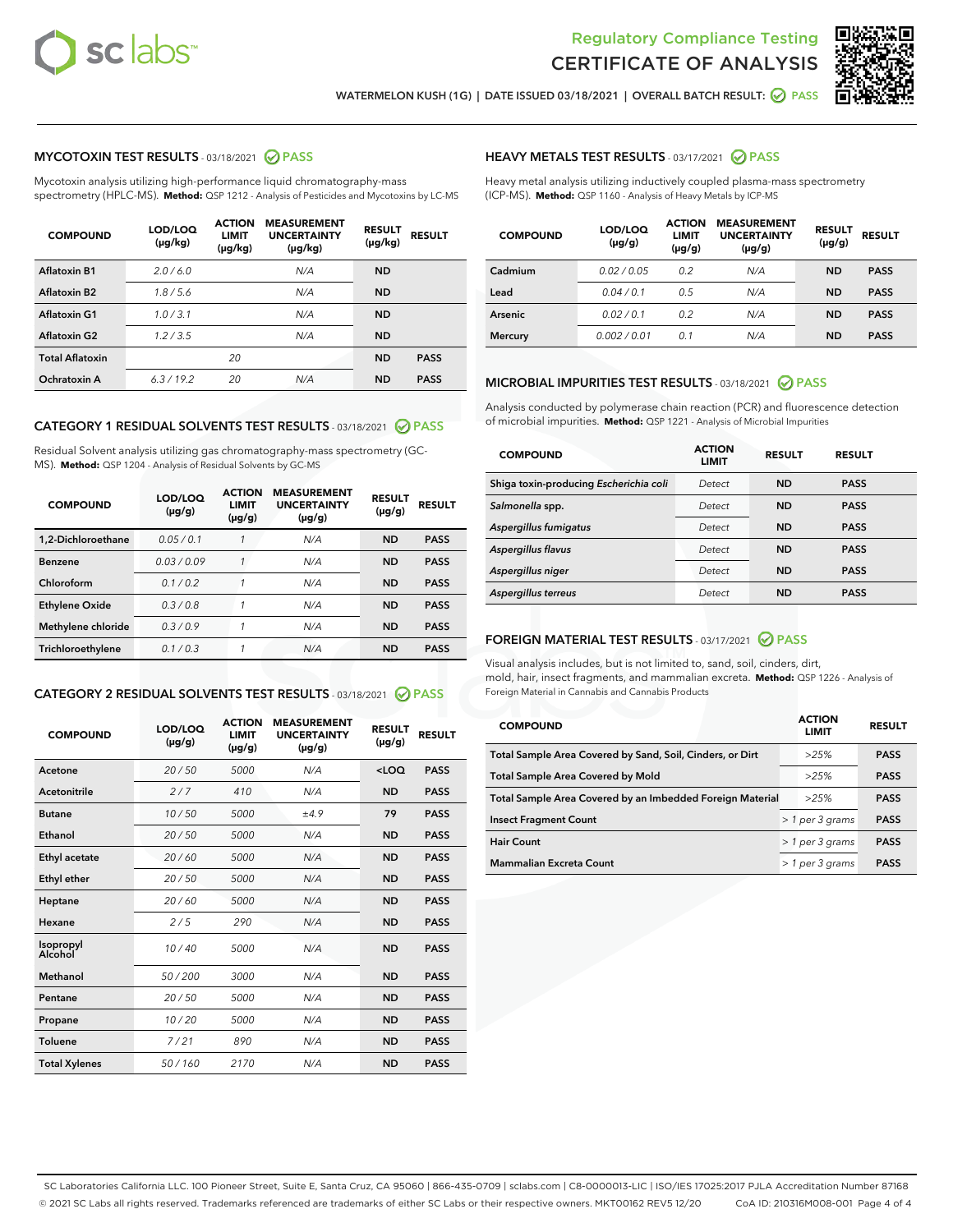Regulatory Compliance Testing
# CERTIFICATE OF ANALYSIS

WATERMELON KUSH (1G) | DATE ISSUED 03/18/2021 | OVERALL BATCH RESULT: PASS

## MYCOTOXIN TEST RESULTS - 03/18/2021 PASS

Mycotoxin analysis utilizing high-performance liquid chromatography-mass spectrometry (HPLC-MS). **Method:** QSP 1212 - Analysis of Pesticides and Mycotoxins by LC-MS

| COMPOUND | LOD/LOQ (µg/kg) | ACTION LIMIT (µg/kg) | MEASUREMENT UNCERTAINTY (µg/kg) | RESULT (µg/kg) | RESULT |
|---|---|---|---|---|---|
| Aflatoxin B1 | 2.0 / 6.0 | | N/A | ND | |
| Aflatoxin B2 | 1.8 / 5.6 | | N/A | ND | |
| Aflatoxin G1 | 1.0 / 3.1 | | N/A | ND | |
| Aflatoxin G2 | 1.2 / 3.5 | | N/A | ND | |
| Total Aflatoxin | | 20 | | ND | PASS |
| Ochratoxin A | 6.3 / 19.2 | 20 | N/A | ND | PASS |

## CATEGORY 1 RESIDUAL SOLVENTS TEST RESULTS - 03/18/2021 PASS

Residual Solvent analysis utilizing gas chromatography-mass spectrometry (GC-MS). **Method:** QSP 1204 - Analysis of Residual Solvents by GC-MS

| COMPOUND | LOD/LOQ (µg/g) | ACTION LIMIT (µg/g) | MEASUREMENT UNCERTAINTY (µg/g) | RESULT (µg/g) | RESULT |
|---|---|---|---|---|---|
| 1,2-Dichloroethane | 0.05 / 0.1 | 1 | N/A | ND | PASS |
| Benzene | 0.03 / 0.09 | 1 | N/A | ND | PASS |
| Chloroform | 0.1 / 0.2 | 1 | N/A | ND | PASS |
| Ethylene Oxide | 0.3 / 0.8 | 1 | N/A | ND | PASS |
| Methylene chloride | 0.3 / 0.9 | 1 | N/A | ND | PASS |
| Trichloroethylene | 0.1 / 0.3 | 1 | N/A | ND | PASS |

## CATEGORY 2 RESIDUAL SOLVENTS TEST RESULTS - 03/18/2021 PASS

| COMPOUND | LOD/LOQ (µg/g) | ACTION LIMIT (µg/g) | MEASUREMENT UNCERTAINTY (µg/g) | RESULT (µg/g) | RESULT |
|---|---|---|---|---|---|
| Acetone | 20 / 50 | 5000 | N/A | <LOQ | PASS |
| Acetonitrile | 2 / 7 | 410 | N/A | ND | PASS |
| Butane | 10 / 50 | 5000 | ±4.9 | 79 | PASS |
| Ethanol | 20 / 50 | 5000 | N/A | ND | PASS |
| Ethyl acetate | 20 / 60 | 5000 | N/A | ND | PASS |
| Ethyl ether | 20 / 50 | 5000 | N/A | ND | PASS |
| Heptane | 20 / 60 | 5000 | N/A | ND | PASS |
| Hexane | 2 / 5 | 290 | N/A | ND | PASS |
| Isopropyl Alcohol | 10 / 40 | 5000 | N/A | ND | PASS |
| Methanol | 50 / 200 | 3000 | N/A | ND | PASS |
| Pentane | 20 / 50 | 5000 | N/A | ND | PASS |
| Propane | 10 / 20 | 5000 | N/A | ND | PASS |
| Toluene | 7 / 21 | 890 | N/A | ND | PASS |
| Total Xylenes | 50 / 160 | 2170 | N/A | ND | PASS |

## HEAVY METALS TEST RESULTS - 03/17/2021 PASS

Heavy metal analysis utilizing inductively coupled plasma-mass spectrometry (ICP-MS). **Method:** QSP 1160 - Analysis of Heavy Metals by ICP-MS

| COMPOUND | LOD/LOQ (µg/g) | ACTION LIMIT (µg/g) | MEASUREMENT UNCERTAINTY (µg/g) | RESULT (µg/g) | RESULT |
|---|---|---|---|---|---|
| Cadmium | 0.02 / 0.05 | 0.2 | N/A | ND | PASS |
| Lead | 0.04 / 0.1 | 0.5 | N/A | ND | PASS |
| Arsenic | 0.02 / 0.1 | 0.2 | N/A | ND | PASS |
| Mercury | 0.002 / 0.01 | 0.1 | N/A | ND | PASS |

## MICROBIAL IMPURITIES TEST RESULTS - 03/18/2021 PASS

Analysis conducted by polymerase chain reaction (PCR) and fluorescence detection of microbial impurities. **Method:** QSP 1221 - Analysis of Microbial Impurities

| COMPOUND | ACTION LIMIT | RESULT | RESULT |
|---|---|---|---|
| *Shiga toxin-producing Escherichia coli* | Detect | ND | PASS |
| *Salmonella* spp. | Detect | ND | PASS |
| *Aspergillus fumigatus* | Detect | ND | PASS |
| *Aspergillus flavus* | Detect | ND | PASS |
| *Aspergillus niger* | Detect | ND | PASS |
| *Aspergillus terreus* | Detect | ND | PASS |

## FOREIGN MATERIAL TEST RESULTS - 03/17/2021 PASS

Visual analysis includes, but is not limited to, sand, soil, cinders, dirt, mold, hair, insect fragments, and mammalian excreta. **Method:** QSP 1226 - Analysis of Foreign Material in Cannabis and Cannabis Products

| COMPOUND | ACTION LIMIT | RESULT |
|---|---|---|
| Total Sample Area Covered by Sand, Soil, Cinders, or Dirt | >25% | PASS |
| Total Sample Area Covered by Mold | >25% | PASS |
| Total Sample Area Covered by an Imbedded Foreign Material | >25% | PASS |
| Insect Fragment Count | > 1 per 3 grams | PASS |
| Hair Count | > 1 per 3 grams | PASS |
| Mammalian Excreta Count | > 1 per 3 grams | PASS |

SC Laboratories California LLC. 100 Pioneer Street, Suite E, Santa Cruz, CA 95060 | 866-435-0709 | sclabs.com | C8-0000013-LIC | ISO/IES 17025:2017 PJLA Accreditation Number 87168
© 2021 SC Labs all rights reserved. Trademarks referenced are trademarks of either SC Labs or their respective owners. MKT00162 REV5 12/20 CoA ID: 210316M008-001